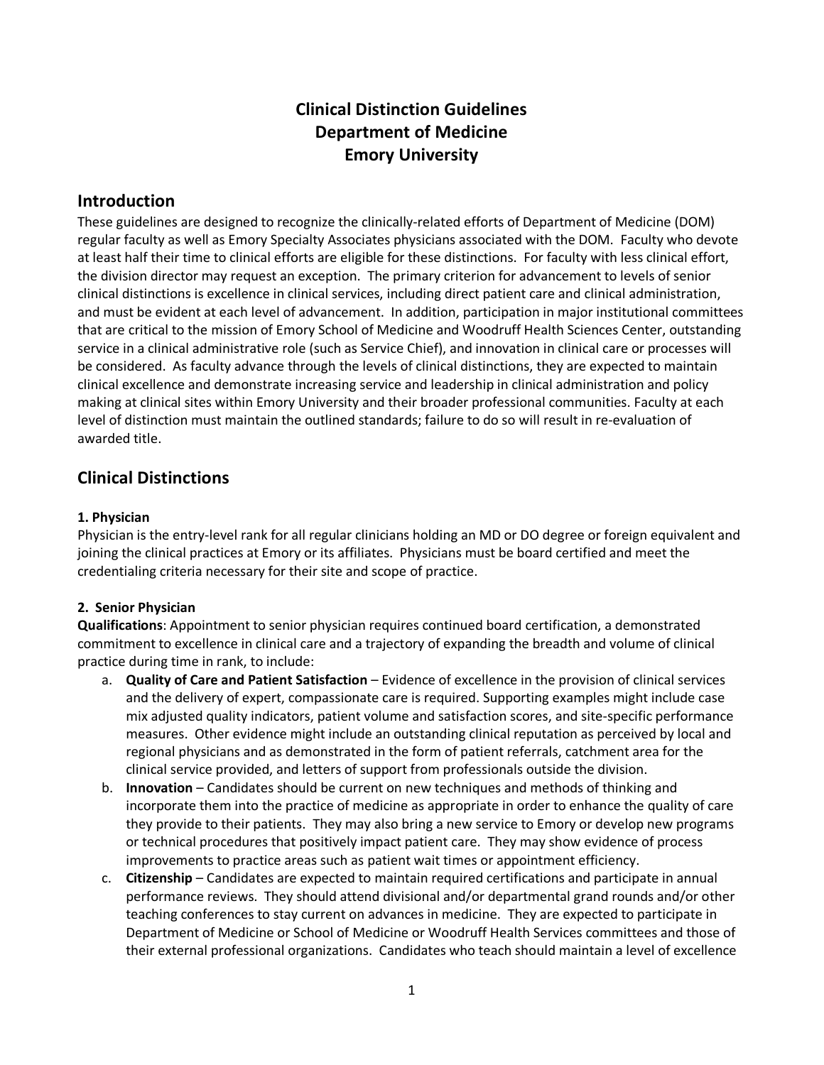# Clinical Distinction Guidelines
# Department of Medicine
# Emory University

## Introduction

These guidelines are designed to recognize the clinically-related efforts of Department of Medicine (DOM) regular faculty as well as Emory Specialty Associates physicians associated with the DOM. Faculty who devote at least half their time to clinical efforts are eligible for these distinctions. For faculty with less clinical effort, the division director may request an exception. The primary criterion for advancement to levels of senior clinical distinctions is excellence in clinical services, including direct patient care and clinical administration, and must be evident at each level of advancement. In addition, participation in major institutional committees that are critical to the mission of Emory School of Medicine and Woodruff Health Sciences Center, outstanding service in a clinical administrative role (such as Service Chief), and innovation in clinical care or processes will be considered. As faculty advance through the levels of clinical distinctions, they are expected to maintain clinical excellence and demonstrate increasing service and leadership in clinical administration and policy making at clinical sites within Emory University and their broader professional communities. Faculty at each level of distinction must maintain the outlined standards; failure to do so will result in re-evaluation of awarded title.

## Clinical Distinctions

#### 1. Physician

Physician is the entry-level rank for all regular clinicians holding an MD or DO degree or foreign equivalent and joining the clinical practices at Emory or its affiliates. Physicians must be board certified and meet the credentialing criteria necessary for their site and scope of practice.

#### 2. Senior Physician

**Qualifications**: Appointment to senior physician requires continued board certification, a demonstrated commitment to excellence in clinical care and a trajectory of expanding the breadth and volume of clinical practice during time in rank, to include:

a. **Quality of Care and Patient Satisfaction** – Evidence of excellence in the provision of clinical services and the delivery of expert, compassionate care is required. Supporting examples might include case mix adjusted quality indicators, patient volume and satisfaction scores, and site-specific performance measures. Other evidence might include an outstanding clinical reputation as perceived by local and regional physicians and as demonstrated in the form of patient referrals, catchment area for the clinical service provided, and letters of support from professionals outside the division.

b. **Innovation** – Candidates should be current on new techniques and methods of thinking and incorporate them into the practice of medicine as appropriate in order to enhance the quality of care they provide to their patients. They may also bring a new service to Emory or develop new programs or technical procedures that positively impact patient care. They may show evidence of process improvements to practice areas such as patient wait times or appointment efficiency.

c. **Citizenship** – Candidates are expected to maintain required certifications and participate in annual performance reviews. They should attend divisional and/or departmental grand rounds and/or other teaching conferences to stay current on advances in medicine. They are expected to participate in Department of Medicine or School of Medicine or Woodruff Health Services committees and those of their external professional organizations. Candidates who teach should maintain a level of excellence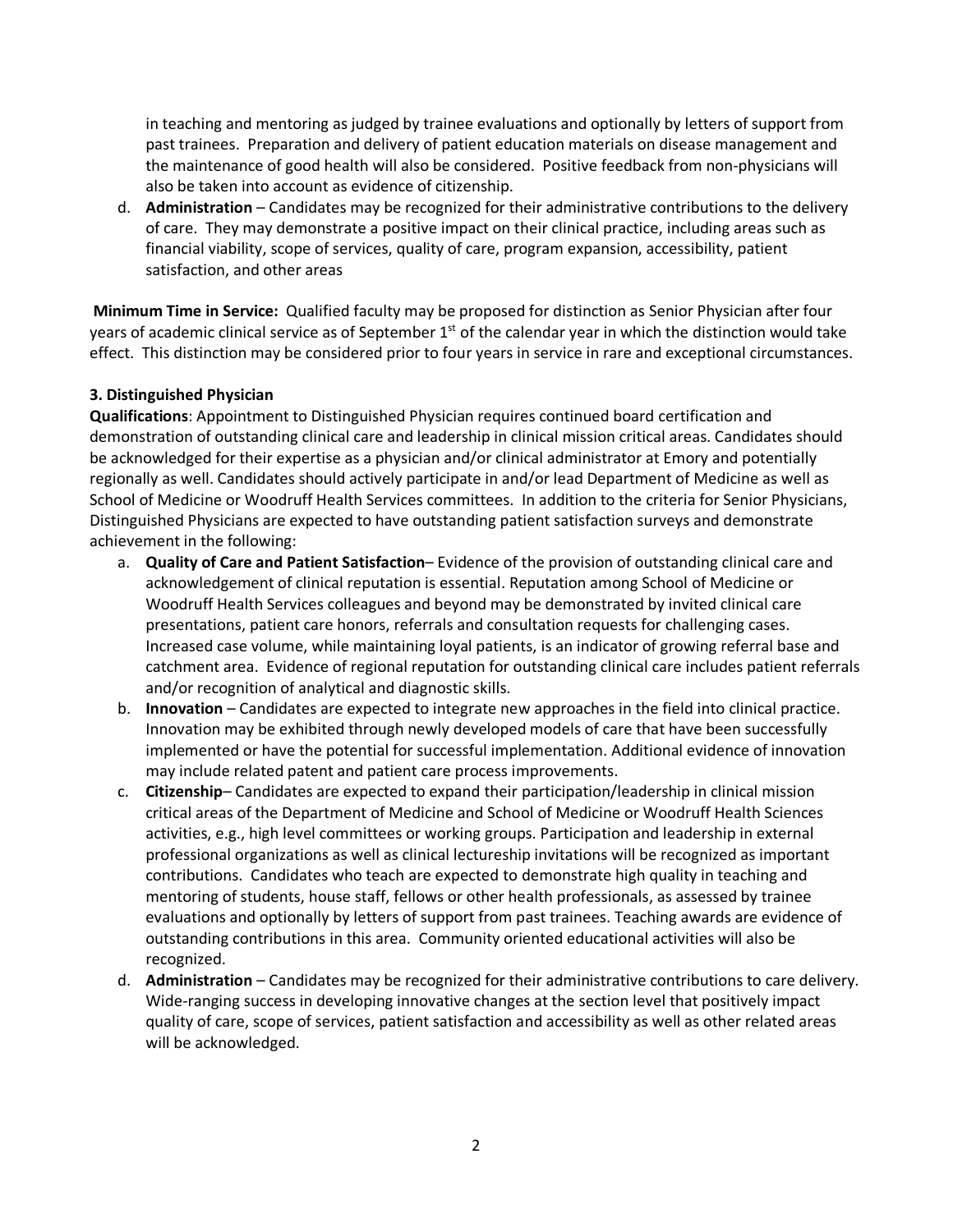in teaching and mentoring as judged by trainee evaluations and optionally by letters of support from past trainees. Preparation and delivery of patient education materials on disease management and the maintenance of good health will also be considered. Positive feedback from non-physicians will also be taken into account as evidence of citizenship.

d. **Administration** – Candidates may be recognized for their administrative contributions to the delivery of care. They may demonstrate a positive impact on their clinical practice, including areas such as financial viability, scope of services, quality of care, program expansion, accessibility, patient satisfaction, and other areas

**Minimum Time in Service:** Qualified faculty may be proposed for distinction as Senior Physician after four years of academic clinical service as of September 1st of the calendar year in which the distinction would take effect. This distinction may be considered prior to four years in service in rare and exceptional circumstances.

**3. Distinguished Physician**

**Qualifications**: Appointment to Distinguished Physician requires continued board certification and demonstration of outstanding clinical care and leadership in clinical mission critical areas. Candidates should be acknowledged for their expertise as a physician and/or clinical administrator at Emory and potentially regionally as well. Candidates should actively participate in and/or lead Department of Medicine as well as School of Medicine or Woodruff Health Services committees. In addition to the criteria for Senior Physicians, Distinguished Physicians are expected to have outstanding patient satisfaction surveys and demonstrate achievement in the following:

a. **Quality of Care and Patient Satisfaction**– Evidence of the provision of outstanding clinical care and acknowledgement of clinical reputation is essential. Reputation among School of Medicine or Woodruff Health Services colleagues and beyond may be demonstrated by invited clinical care presentations, patient care honors, referrals and consultation requests for challenging cases. Increased case volume, while maintaining loyal patients, is an indicator of growing referral base and catchment area. Evidence of regional reputation for outstanding clinical care includes patient referrals and/or recognition of analytical and diagnostic skills.

b. **Innovation** – Candidates are expected to integrate new approaches in the field into clinical practice. Innovation may be exhibited through newly developed models of care that have been successfully implemented or have the potential for successful implementation. Additional evidence of innovation may include related patent and patient care process improvements.

c. **Citizenship**– Candidates are expected to expand their participation/leadership in clinical mission critical areas of the Department of Medicine and School of Medicine or Woodruff Health Sciences activities, e.g., high level committees or working groups. Participation and leadership in external professional organizations as well as clinical lectureship invitations will be recognized as important contributions. Candidates who teach are expected to demonstrate high quality in teaching and mentoring of students, house staff, fellows or other health professionals, as assessed by trainee evaluations and optionally by letters of support from past trainees. Teaching awards are evidence of outstanding contributions in this area. Community oriented educational activities will also be recognized.

d. **Administration** – Candidates may be recognized for their administrative contributions to care delivery. Wide-ranging success in developing innovative changes at the section level that positively impact quality of care, scope of services, patient satisfaction and accessibility as well as other related areas will be acknowledged.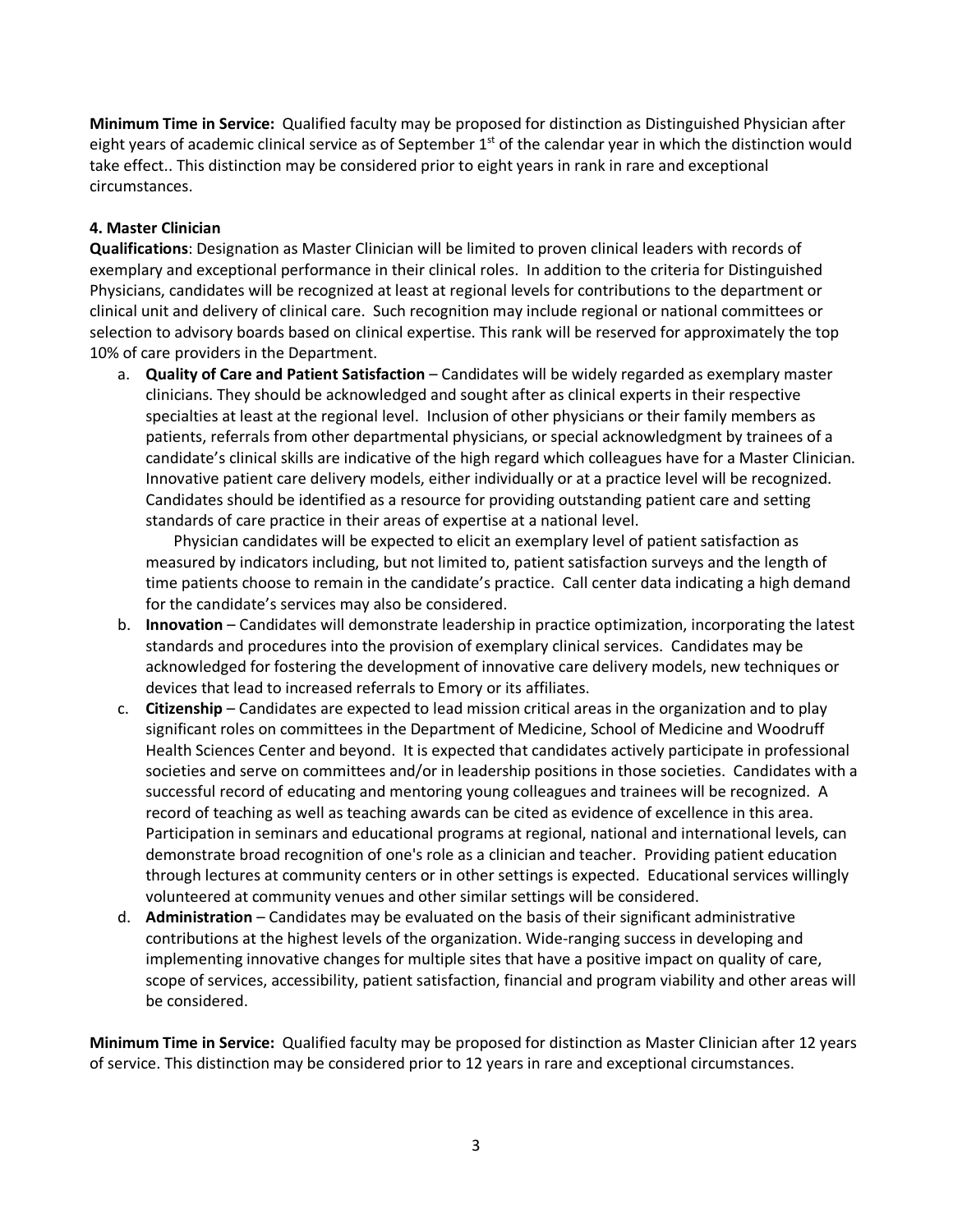**Minimum Time in Service:** Qualified faculty may be proposed for distinction as Distinguished Physician after eight years of academic clinical service as of September 1st of the calendar year in which the distinction would take effect.. This distinction may be considered prior to eight years in rank in rare and exceptional circumstances.

**4. Master Clinician**

**Qualifications**: Designation as Master Clinician will be limited to proven clinical leaders with records of exemplary and exceptional performance in their clinical roles. In addition to the criteria for Distinguished Physicians, candidates will be recognized at least at regional levels for contributions to the department or clinical unit and delivery of clinical care. Such recognition may include regional or national committees or selection to advisory boards based on clinical expertise. This rank will be reserved for approximately the top 10% of care providers in the Department.

a. **Quality of Care and Patient Satisfaction** – Candidates will be widely regarded as exemplary master clinicians. They should be acknowledged and sought after as clinical experts in their respective specialties at least at the regional level. Inclusion of other physicians or their family members as patients, referrals from other departmental physicians, or special acknowledgment by trainees of a candidate's clinical skills are indicative of the high regard which colleagues have for a Master Clinician. Innovative patient care delivery models, either individually or at a practice level will be recognized. Candidates should be identified as a resource for providing outstanding patient care and setting standards of care practice in their areas of expertise at a national level.

   Physician candidates will be expected to elicit an exemplary level of patient satisfaction as measured by indicators including, but not limited to, patient satisfaction surveys and the length of time patients choose to remain in the candidate's practice. Call center data indicating a high demand for the candidate's services may also be considered.

b. **Innovation** – Candidates will demonstrate leadership in practice optimization, incorporating the latest standards and procedures into the provision of exemplary clinical services. Candidates may be acknowledged for fostering the development of innovative care delivery models, new techniques or devices that lead to increased referrals to Emory or its affiliates.

c. **Citizenship** – Candidates are expected to lead mission critical areas in the organization and to play significant roles on committees in the Department of Medicine, School of Medicine and Woodruff Health Sciences Center and beyond. It is expected that candidates actively participate in professional societies and serve on committees and/or in leadership positions in those societies. Candidates with a successful record of educating and mentoring young colleagues and trainees will be recognized. A record of teaching as well as teaching awards can be cited as evidence of excellence in this area. Participation in seminars and educational programs at regional, national and international levels, can demonstrate broad recognition of one's role as a clinician and teacher. Providing patient education through lectures at community centers or in other settings is expected. Educational services willingly volunteered at community venues and other similar settings will be considered.

d. **Administration** – Candidates may be evaluated on the basis of their significant administrative contributions at the highest levels of the organization. Wide-ranging success in developing and implementing innovative changes for multiple sites that have a positive impact on quality of care, scope of services, accessibility, patient satisfaction, financial and program viability and other areas will be considered.

**Minimum Time in Service:** Qualified faculty may be proposed for distinction as Master Clinician after 12 years of service. This distinction may be considered prior to 12 years in rare and exceptional circumstances.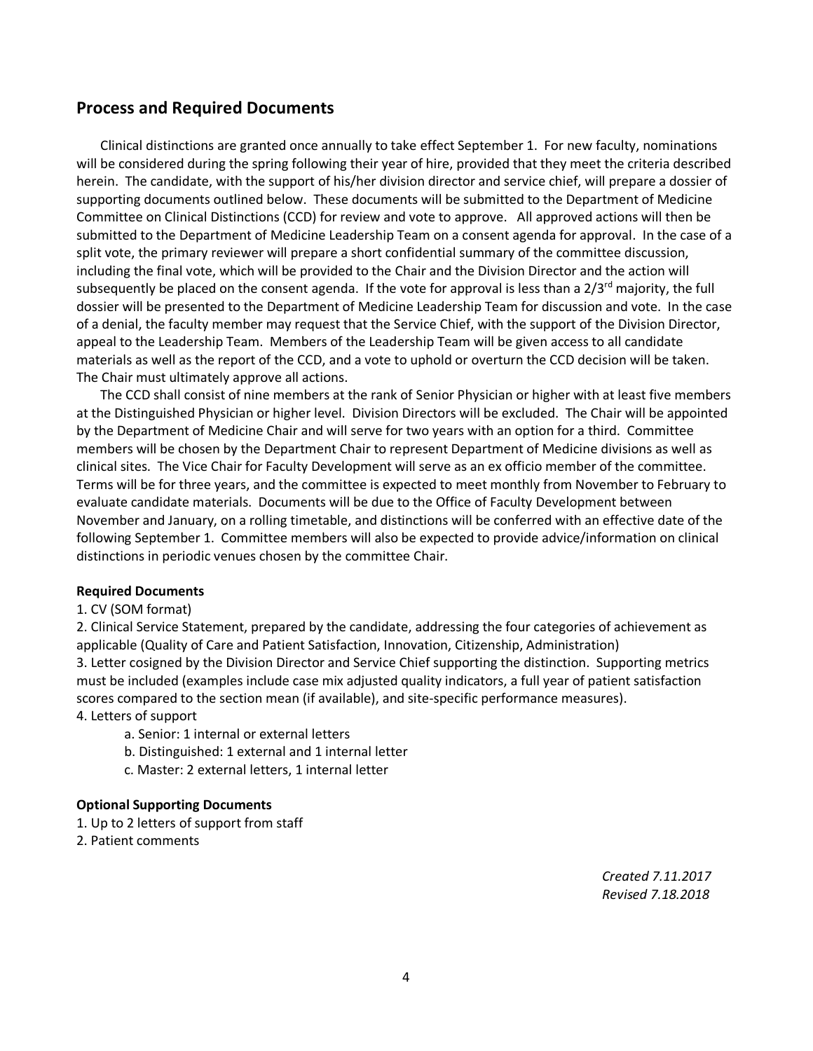## Process and Required Documents

Clinical distinctions are granted once annually to take effect September 1. For new faculty, nominations will be considered during the spring following their year of hire, provided that they meet the criteria described herein. The candidate, with the support of his/her division director and service chief, will prepare a dossier of supporting documents outlined below. These documents will be submitted to the Department of Medicine Committee on Clinical Distinctions (CCD) for review and vote to approve. All approved actions will then be submitted to the Department of Medicine Leadership Team on a consent agenda for approval. In the case of a split vote, the primary reviewer will prepare a short confidential summary of the committee discussion, including the final vote, which will be provided to the Chair and the Division Director and the action will subsequently be placed on the consent agenda. If the vote for approval is less than a 2/3rd majority, the full dossier will be presented to the Department of Medicine Leadership Team for discussion and vote. In the case of a denial, the faculty member may request that the Service Chief, with the support of the Division Director, appeal to the Leadership Team. Members of the Leadership Team will be given access to all candidate materials as well as the report of the CCD, and a vote to uphold or overturn the CCD decision will be taken. The Chair must ultimately approve all actions.

The CCD shall consist of nine members at the rank of Senior Physician or higher with at least five members at the Distinguished Physician or higher level. Division Directors will be excluded. The Chair will be appointed by the Department of Medicine Chair and will serve for two years with an option for a third. Committee members will be chosen by the Department Chair to represent Department of Medicine divisions as well as clinical sites. The Vice Chair for Faculty Development will serve as an ex officio member of the committee. Terms will be for three years, and the committee is expected to meet monthly from November to February to evaluate candidate materials. Documents will be due to the Office of Faculty Development between November and January, on a rolling timetable, and distinctions will be conferred with an effective date of the following September 1. Committee members will also be expected to provide advice/information on clinical distinctions in periodic venues chosen by the committee Chair.

**Required Documents**

1. CV (SOM format)
2. Clinical Service Statement, prepared by the candidate, addressing the four categories of achievement as applicable (Quality of Care and Patient Satisfaction, Innovation, Citizenship, Administration)
3. Letter cosigned by the Division Director and Service Chief supporting the distinction. Supporting metrics must be included (examples include case mix adjusted quality indicators, a full year of patient satisfaction scores compared to the section mean (if available), and site-specific performance measures).
4. Letters of support
    - a. Senior: 1 internal or external letters
    - b. Distinguished: 1 external and 1 internal letter
    - c. Master: 2 external letters, 1 internal letter

**Optional Supporting Documents**

1. Up to 2 letters of support from staff
2. Patient comments

*Created 7.11.2017*
*Revised 7.18.2018*